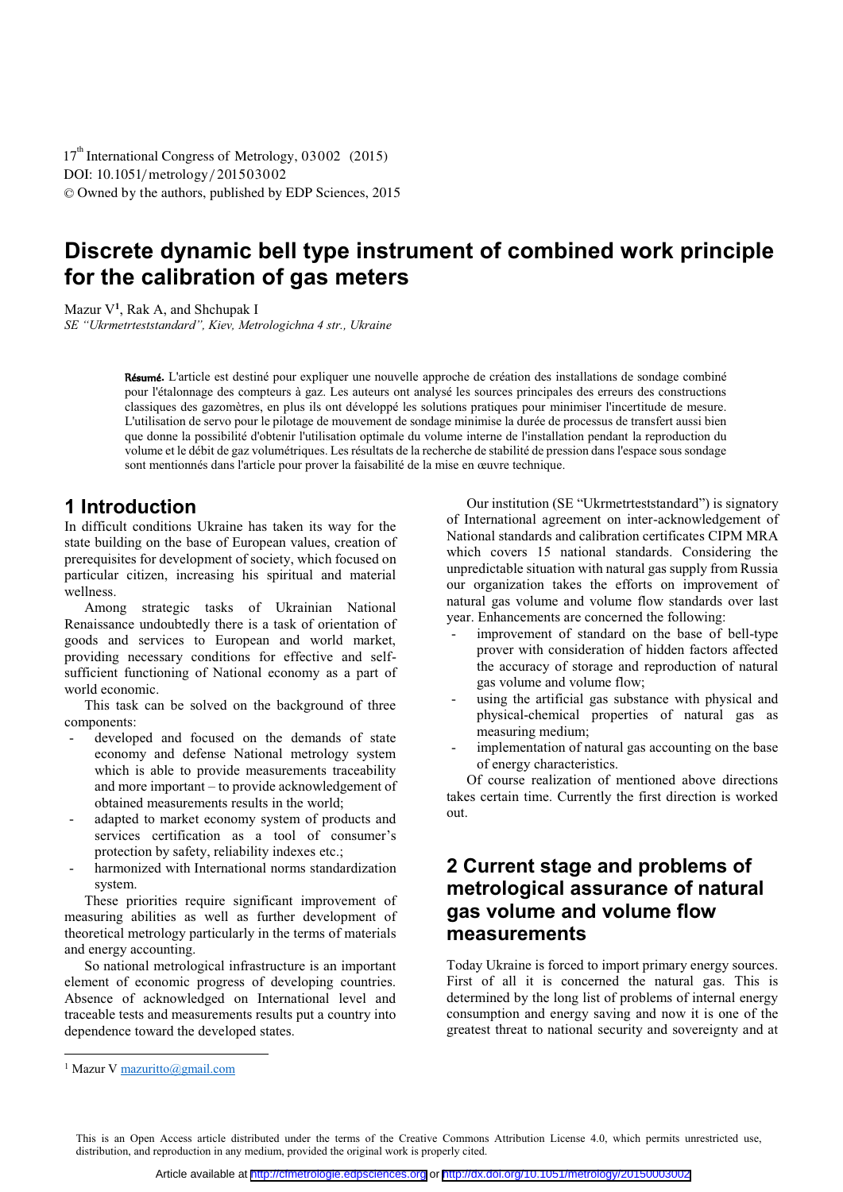# Discrete dynamic bell type instrument of combined work principle for the calibration of gas meters

Mazur V[1], Rak A, and Shchupak I

*SE "Ukrmetrteststandard", Kiev, Metrologichna 4 str., Ukraine*

**Résumé.** L'article est destiné pour expliquer une nouvelle approche de création des installations de sondage combiné pour l'étalonnage des compteurs à gaz. Les auteurs ont analysé les sources principales des erreurs des constructions classiques des gazomètres, en plus ils ont développé les solutions pratiques pour minimiser l'incertitude de mesure. L'utilisation de servo pour le pilotage de mouvement de sondage minimise la durée de processus de transfert aussi bien que donne la possibilité d'obtenir l'utilisation optimale du volume interne de l'installation pendant la reproduction du volume et le débit de gaz volumétriques. Les résultats de la recherche de stabilité de pression dans l'espace sous sondage sont mentionnés dans l'article pour prover la faisabilité de la mise en œuvre technique.

## 1 Introduction

In difficult conditions Ukraine has taken its way for the state building on the base of European values, creation of prerequisites for development of society, which focused on particular citizen, increasing his spiritual and material wellness.

Among strategic tasks of Ukrainian National Renaissance undoubtedly there is a task of orientation of goods and services to European and world market, providing necessary conditions for effective and self-sufficient functioning of National economy as a part of world economic.

This task can be solved on the background of three components:

- developed and focused on the demands of state economy and defense National metrology system which is able to provide measurements traceability and more important – to provide acknowledgement of obtained measurements results in the world;
- adapted to market economy system of products and services certification as a tool of consumer's protection by safety, reliability indexes etc.;
- harmonized with International norms standardization system.

These priorities require significant improvement of measuring abilities as well as further development of theoretical metrology particularly in the terms of materials and energy accounting.

So national metrological infrastructure is an important element of economic progress of developing countries. Absence of acknowledged on International level and traceable tests and measurements results put a country into dependence toward the developed states.

Our institution (SE "Ukrmetrteststandard") is signatory of International agreement on inter-acknowledgement of National standards and calibration certificates CIPM MRA which covers 15 national standards. Considering the unpredictable situation with natural gas supply from Russia our organization takes the efforts on improvement of natural gas volume and volume flow standards over last year. Enhancements are concerned the following:

- improvement of standard on the base of bell-type prover with consideration of hidden factors affected the accuracy of storage and reproduction of natural gas volume and volume flow;
- using the artificial gas substance with physical and physical-chemical properties of natural gas as measuring medium;
- implementation of natural gas accounting on the base of energy characteristics.

Of course realization of mentioned above directions takes certain time. Currently the first direction is worked out.

## 2 Current stage and problems of metrological assurance of natural gas volume and volume flow measurements

Today Ukraine is forced to import primary energy sources. First of all it is concerned the natural gas. This is determined by the long list of problems of internal energy consumption and energy saving and now it is one of the greatest threat to national security and sovereignty and at

[1] Mazur V mazuritto@gmail.com

This is an Open Access article distributed under the terms of the Creative Commons Attribution License 4.0, which permits unrestricted use, distribution, and reproduction in any medium, provided the original work is properly cited.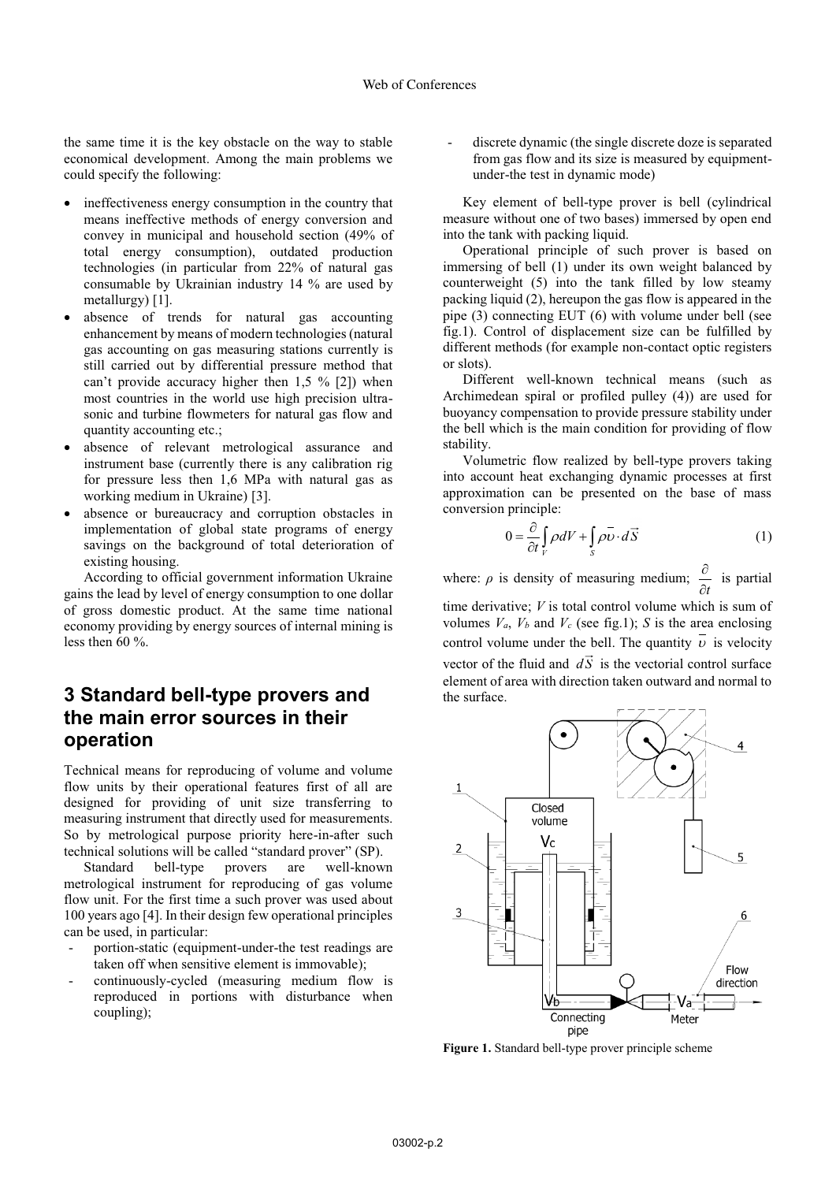the same time it is the key obstacle on the way to stable economical development. Among the main problems we could specify the following:

- ineffectiveness energy consumption in the country that means ineffective methods of energy conversion and convey in municipal and household section (49% of total energy consumption), outdated production technologies (in particular from 22% of natural gas consumable by Ukrainian industry 14 % are used by metallurgy) [1].
- absence of trends for natural gas accounting enhancement by means of modern technologies (natural gas accounting on gas measuring stations currently is still carried out by differential pressure method that can't provide accuracy higher then 1,5 % [2]) when most countries in the world use high precision ultra-sonic and turbine flowmeters for natural gas flow and quantity accounting etc.;
- absence of relevant metrological assurance and instrument base (currently there is any calibration rig for pressure less then 1,6 MPa with natural gas as working medium in Ukraine) [3].
- absence or bureaucracy and corruption obstacles in implementation of global state programs of energy savings on the background of total deterioration of existing housing.

According to official government information Ukraine gains the lead by level of energy consumption to one dollar of gross domestic product. At the same time national economy providing by energy sources of internal mining is less then 60 %.

# 3 Standard bell-type provers and the main error sources in their operation

Technical means for reproducing of volume and volume flow units by their operational features first of all are designed for providing of unit size transferring to measuring instrument that directly used for measurements. So by metrological purpose priority here-in-after such technical solutions will be called "standard prover" (SP).

Standard bell-type provers are well-known metrological instrument for reproducing of gas volume flow unit. For the first time a such prover was used about 100 years ago [4]. In their design few operational principles can be used, in particular:

- portion-static (equipment-under-the test readings are taken off when sensitive element is immovable);
- continuously-cycled (measuring medium flow is reproduced in portions with disturbance when coupling);
- discrete dynamic (the single discrete doze is separated from gas flow and its size is measured by equipment-under-the test in dynamic mode)

Key element of bell-type prover is bell (cylindrical measure without one of two bases) immersed by open end into the tank with packing liquid.

Operational principle of such prover is based on immersing of bell (1) under its own weight balanced by counterweight (5) into the tank filled by low steamy packing liquid (2), hereupon the gas flow is appeared in the pipe (3) connecting EUT (6) with volume under bell (see fig.1). Control of displacement size can be fulfilled by different methods (for example non-contact optic registers or slots).

Different well-known technical means (such as Archimedean spiral or profiled pulley (4)) are used for buoyancy compensation to provide pressure stability under the bell which is the main condition for providing of flow stability.

Volumetric flow realized by bell-type provers taking into account heat exchanging dynamic processes at first approximation can be presented on the base of mass conversion principle:

$$0 = \frac{\partial}{\partial t}\int_V \rho dV + \int_S \rho \overline{\upsilon} \cdot d\vec{S} \tag{1}$$

where: $\rho$ is density of measuring medium; $\frac{\partial}{\partial t}$ is partial time derivative; $V$ is total control volume which is sum of volumes $V_a$, $V_b$ and $V_c$ (see fig.1); $S$ is the area enclosing control volume under the bell. The quantity $\overline{\upsilon}$ is velocity vector of the fluid and $d\vec{S}$ is the vectorial control surface element of area with direction taken outward and normal to the surface.

**Figure 1.** Standard bell-type prover principle scheme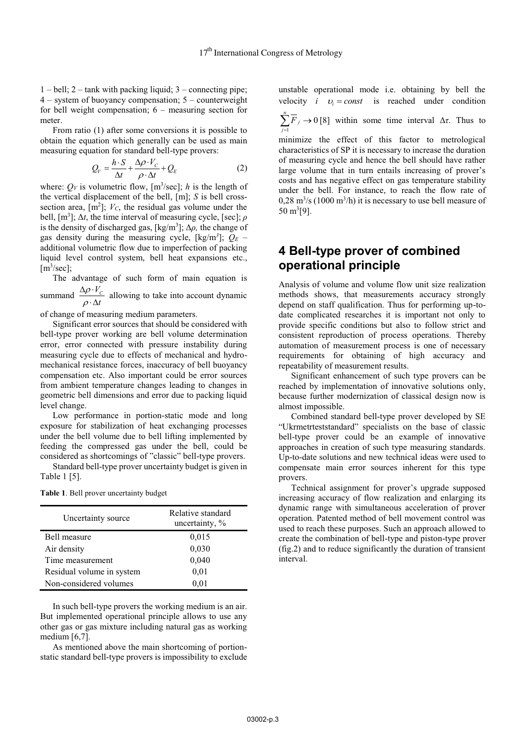1 – bell; 2 – tank with packing liquid; 3 – connecting pipe; 4 – system of buoyancy compensation; 5 – counterweight for bell weight compensation; 6 – measuring section for meter.

From ratio (1) after some conversions it is possible to obtain the equation which generally can be used as main measuring equation for standard bell-type provers:

$$Q_V = \frac{h \cdot S}{\Delta t} + \frac{\Delta\rho \cdot V_C}{\rho \cdot \Delta t} + Q_E \quad (2)$$

where: $Q_V$ is volumetric flow, [m$^3$/sec]; $h$ is the length of the vertical displacement of the bell, [m]; $S$ is bell cross-section area, [m$^2$]; $V_C$, the residual gas volume under the bell, [m$^3$]; $\Delta t$, the time interval of measuring cycle, [sec]; $\rho$ is the density of discharged gas, [kg/m$^3$]; $\Delta\rho$, the change of gas density during the measuring cycle, [kg/m$^3$]; $Q_E$ – additional volumetric flow due to imperfection of packing liquid level control system, bell heat expansions etc., [m$^3$/sec];

The advantage of such form of main equation is summand $\frac{\Delta\rho \cdot V_C}{\rho \cdot \Delta t}$ allowing to take into account dynamic of change of measuring medium parameters.

Significant error sources that should be considered with bell-type prover working are bell volume determination error, error connected with pressure instability during measuring cycle due to effects of mechanical and hydro-mechanical resistance forces, inaccuracy of bell buoyancy compensation etc. Also important could be error sources from ambient temperature changes leading to changes in geometric bell dimensions and error due to packing liquid level change.

Low performance in portion-static mode and long exposure for stabilization of heat exchanging processes under the bell volume due to bell lifting implemented by feeding the compressed gas under the bell, could be considered as shortcomings of "classic" bell-type provers.

Standard bell-type prover uncertainty budget is given in Table 1 [5].

**Table 1**. Bell prover uncertainty budget

| Uncertainty source | Relative standard uncertainty, % |
|---|---|
| Bell measure | 0,015 |
| Air density | 0,030 |
| Time measurement | 0,040 |
| Residual volume in system | 0,01 |
| Non-considered volumes | 0,01 |

In such bell-type provers the working medium is an air. But implemented operational principle allows to use any other gas or gas mixture including natural gas as working medium [6,7].

As mentioned above the main shortcoming of portion-static standard bell-type provers is impossibility to exclude unstable operational mode i.e. obtaining by bell the velocity $i$ $\upsilon_i = const$ is reached under condition $\sum_{j=1}^{n} \overline{F}_j \to 0$ [8] within some time interval $\Delta\tau$. Thus to minimize the effect of this factor to metrological characteristics of SP it is necessary to increase the duration of measuring cycle and hence the bell should have rather large volume that in turn entails increasing of prover's costs and has negative effect on gas temperature stability under the bell. For instance, to reach the flow rate of 0,28 m$^3$/s (1000 m$^3$/h) it is necessary to use bell measure of 50 m$^3$[9].

# 4 Bell-type prover of combined operational principle

Analysis of volume and volume flow unit size realization methods shows, that measurements accuracy strongly depend on staff qualification. Thus for performing up-to-date complicated researches it is important not only to provide specific conditions but also to follow strict and consistent reproduction of process operations. Thereby automation of measurement process is one of necessary requirements for obtaining of high accuracy and repeatability of measurement results.

Significant enhancement of such type provers can be reached by implementation of innovative solutions only, because further modernization of classical design now is almost impossible.

Combined standard bell-type prover developed by SE "Ukrmetrteststandard" specialists on the base of classic bell-type prover could be an example of innovative approaches in creation of such type measuring standards. Up-to-date solutions and new technical ideas were used to compensate main error sources inherent for this type provers.

Technical assignment for prover's upgrade supposed increasing accuracy of flow realization and enlarging its dynamic range with simultaneous acceleration of prover operation. Patented method of bell movement control was used to reach these purposes. Such an approach allowed to create the combination of bell-type and piston-type prover (fig.2) and to reduce significantly the duration of transient interval.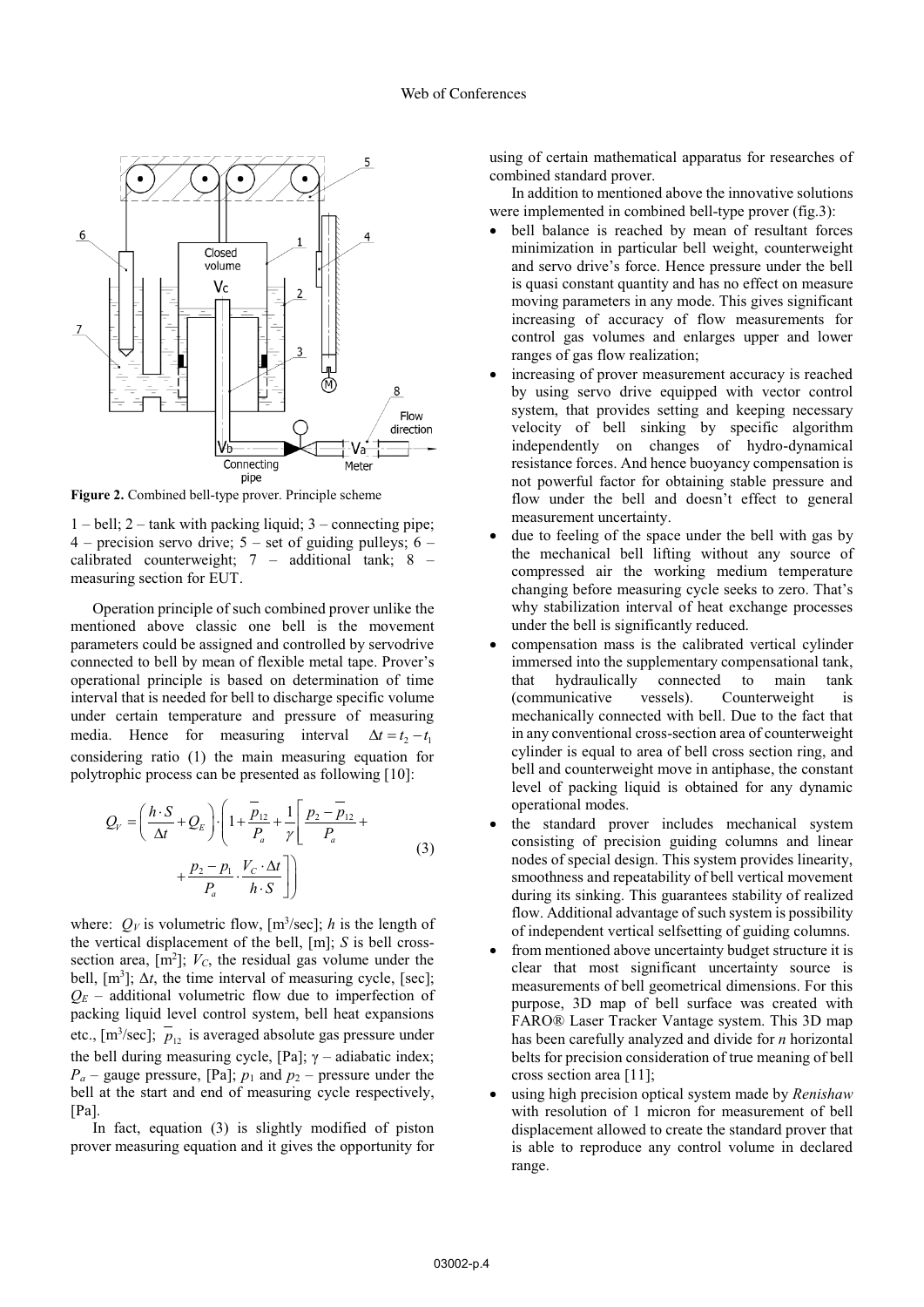Figure 2. Combined bell-type prover. Principle scheme

1 – bell; 2 – tank with packing liquid; 3 – connecting pipe; 4 – precision servo drive; 5 – set of guiding pulleys; 6 – calibrated counterweight; 7 – additional tank; 8 – measuring section for EUT.

Operation principle of such combined prover unlike the mentioned above classic one bell is the movement parameters could be assigned and controlled by servodrive connected to bell by mean of flexible metal tape. Prover's operational principle is based on determination of time interval that is needed for bell to discharge specific volume under certain temperature and pressure of measuring media. Hence for measuring interval $\Delta t = t_2 - t_1$ considering ratio (1) the main measuring equation for polytrophic process can be presented as following [10]:

$$Q_V = \left(\frac{h \cdot S}{\Delta t} + Q_E\right) \cdot \left(1 + \frac{\overline{p}_{12}}{P_a} + \frac{1}{\gamma}\left[\frac{p_2 - \overline{p}_{12}}{P_a} + \frac{p_2 - p_1}{P_a} \cdot \frac{V_C \cdot \Delta t}{h \cdot S}\right]\right) \tag{3}$$

where: $Q_V$ is volumetric flow, [m$^3$/sec]; $h$ is the length of the vertical displacement of the bell, [m]; $S$ is bell cross-section area, [m$^2$]; $V_C$, the residual gas volume under the bell, [m$^3$]; $\Delta t$, the time interval of measuring cycle, [sec]; $Q_E$ – additional volumetric flow due to imperfection of packing liquid level control system, bell heat expansions etc., [m$^3$/sec]; $\overline{p}_{12}$ is averaged absolute gas pressure under the bell during measuring cycle, [Pa]; $\gamma$ – adiabatic index; $P_a$ – gauge pressure, [Pa]; $p_1$ and $p_2$ – pressure under the bell at the start and end of measuring cycle respectively, [Pa].

In fact, equation (3) is slightly modified of piston prover measuring equation and it gives the opportunity for using of certain mathematical apparatus for researches of combined standard prover.

In addition to mentioned above the innovative solutions were implemented in combined bell-type prover (fig.3):

- bell balance is reached by mean of resultant forces minimization in particular bell weight, counterweight and servo drive's force. Hence pressure under the bell is quasi constant quantity and has no effect on measure moving parameters in any mode. This gives significant increasing of accuracy of flow measurements for control gas volumes and enlarges upper and lower ranges of gas flow realization;
- increasing of prover measurement accuracy is reached by using servo drive equipped with vector control system, that provides setting and keeping necessary velocity of bell sinking by specific algorithm independently on changes of hydro-dynamical resistance forces. And hence buoyancy compensation is not powerful factor for obtaining stable pressure and flow under the bell and doesn't effect to general measurement uncertainty.
- due to feeling of the space under the bell with gas by the mechanical bell lifting without any source of compressed air the working medium temperature changing before measuring cycle seeks to zero. That's why stabilization interval of heat exchange processes under the bell is significantly reduced.
- compensation mass is the calibrated vertical cylinder immersed into the supplementary compensational tank, that hydraulically connected to main tank (communicative vessels). Counterweight is mechanically connected with bell. Due to the fact that in any conventional cross-section area of counterweight cylinder is equal to area of bell cross section ring, and bell and counterweight move in antiphase, the constant level of packing liquid is obtained for any dynamic operational modes.
- the standard prover includes mechanical system consisting of precision guiding columns and linear nodes of special design. This system provides linearity, smoothness and repeatability of bell vertical movement during its sinking. This guarantees stability of realized flow. Additional advantage of such system is possibility of independent vertical selfsetting of guiding columns.
- from mentioned above uncertainty budget structure it is clear that most significant uncertainty source is measurements of bell geometrical dimensions. For this purpose, 3D map of bell surface was created with FARO® Laser Tracker Vantage system. This 3D map has been carefully analyzed and divide for $n$ horizontal belts for precision consideration of true meaning of bell cross section area [11];
- using high precision optical system made by *Renishaw* with resolution of 1 micron for measurement of bell displacement allowed to create the standard prover that is able to reproduce any control volume in declared range.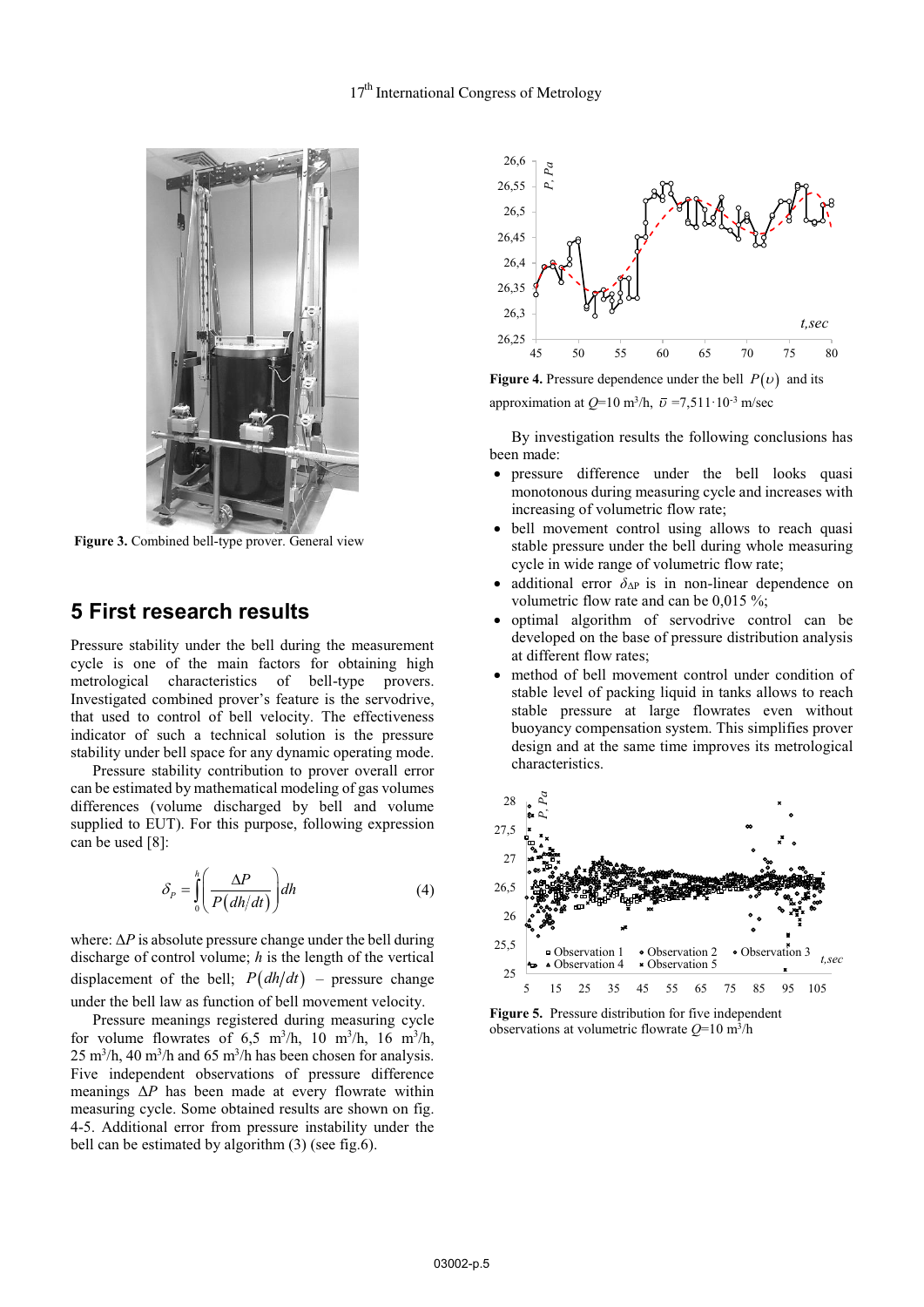Figure 3. Combined bell-type prover. General view

## 5 First research results

Pressure stability under the bell during the measurement cycle is one of the main factors for obtaining high metrological characteristics of bell-type provers. Investigated combined prover's feature is the servodrive, that used to control of bell velocity. The effectiveness indicator of such a technical solution is the pressure stability under bell space for any dynamic operating mode.

Pressure stability contribution to prover overall error can be estimated by mathematical modeling of gas volumes differences (volume discharged by bell and volume supplied to EUT). For this purpose, following expression can be used [8]:

$$\delta_P = \int_0^h \left( \frac{\Delta P}{P(dh/dt)} \right) dh \qquad (4)$$

where: $\Delta P$ is absolute pressure change under the bell during discharge of control volume; $h$ is the length of the vertical displacement of the bell; $P(dh/dt)$ – pressure change under the bell law as function of bell movement velocity.

Pressure meanings registered during measuring cycle for volume flowrates of 6,5 m$^3$/h, 10 m$^3$/h, 16 m$^3$/h, 25 m$^3$/h, 40 m$^3$/h and 65 m$^3$/h has been chosen for analysis. Five independent observations of pressure difference meanings $\Delta P$ has been made at every flowrate within measuring cycle. Some obtained results are shown on fig. 4-5. Additional error from pressure instability under the bell can be estimated by algorithm (3) (see fig.6).

Figure 4. Pressure dependence under the bell $P(\upsilon)$ and its approximation at $Q$=10 m$^3$/h, $\bar{\upsilon}$ =7,511·10$^{-3}$ m/sec

By investigation results the following conclusions has been made:

- pressure difference under the bell looks quasi monotonous during measuring cycle and increases with increasing of volumetric flow rate;
- bell movement control using allows to reach quasi stable pressure under the bell during whole measuring cycle in wide range of volumetric flow rate;
- additional error $\delta_{\Delta P}$ is in non-linear dependence on volumetric flow rate and can be 0,015 %;
- optimal algorithm of servodrive control can be developed on the base of pressure distribution analysis at different flow rates;
- method of bell movement control under condition of stable level of packing liquid in tanks allows to reach stable pressure at large flowrates even without buoyancy compensation system. This simplifies prover design and at the same time improves its metrological characteristics.

Figure 5. Pressure distribution for five independent observations at volumetric flowrate $Q$=10 m$^3$/h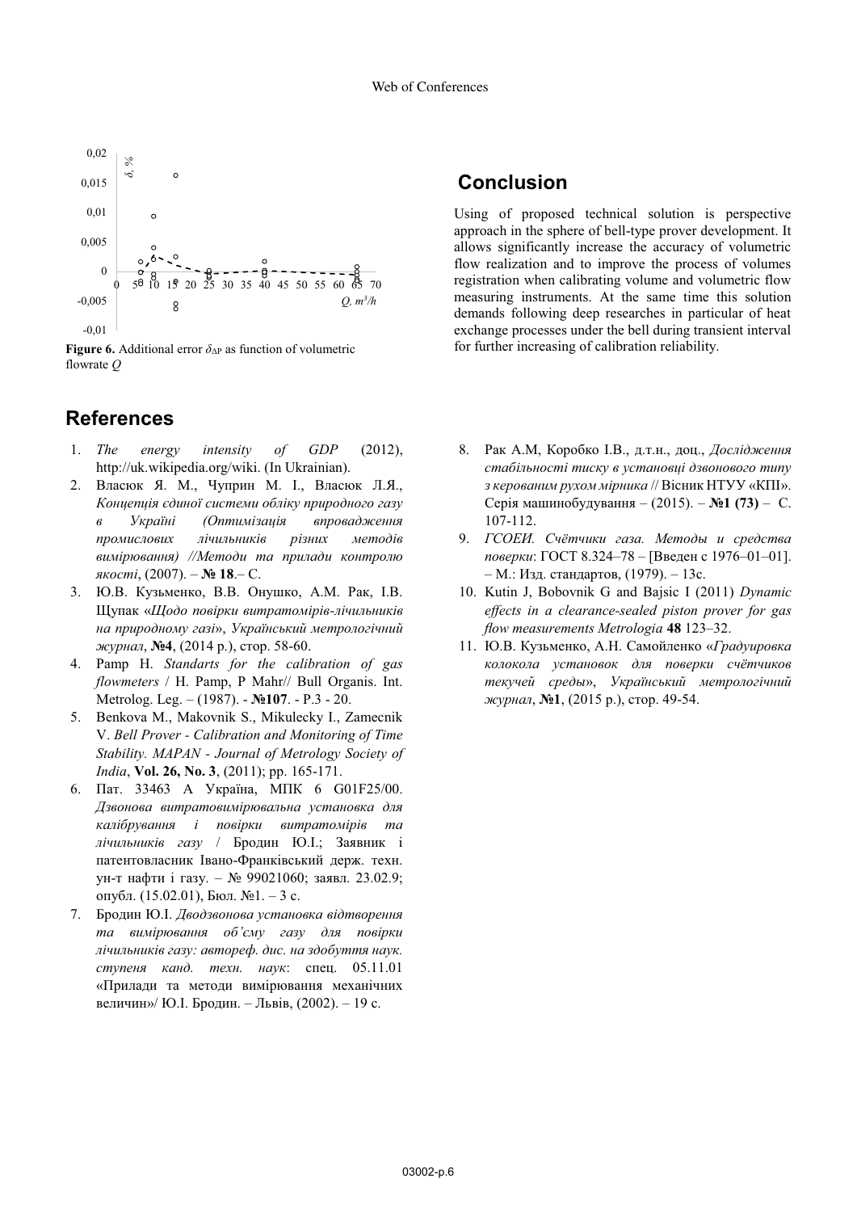0,02

0,015

0,01

0,005

0

-0,005

-0,01

δ, %

0 5 10 15 20 25 30 35 40 45 50 55 60 65 70

Q, m³/h

**Figure 6.** Additional error $\delta_{\Delta P}$ as function of volumetric flowrate $Q$

## Conclusion

Using of proposed technical solution is perspective approach in the sphere of bell-type prover development. It allows significantly increase the accuracy of volumetric flow realization and to improve the process of volumes registration when calibrating volume and volumetric flow measuring instruments. At the same time this solution demands following deep researches in particular of heat exchange processes under the bell during transient interval for further increasing of calibration reliability.

## References

1. *The energy intensity of GDP* (2012), http://uk.wikipedia.org/wiki. (In Ukrainian).
2. Власюк Я. М., Чуприн М. І., Власюк Л.Я., *Концепція єдиної системи обліку природного газу в Україні (Оптимізація впровадження промислових лічильників різних методів вимірювання) //Методи та прилади контролю якості*, (2007). – **№ 18**.– С.
3. Ю.В. Кузьменко, В.В. Онушко, А.М. Рак, І.В. Щупак «*Щодо повірки витратомірів-лічильників на природному газі*», *Український метрологічний журнал*, **№4**, (2014 р.), стор. 58-60.
4. Pamp H. *Standarts for the calibration of gas flowmeters* / H. Pamp, P Mahr// Bull Organis. Int. Metrolog. Leg. – (1987). - **№107**. - P.3 - 20.
5. Benkova M., Makovnik S., Mikulecky I., Zamecnik V. *Bell Prover - Calibration and Monitoring of Time Stability. MAPAN - Journal of Metrology Society of India*, **Vol. 26, No. 3**, (2011); pp. 165-171.
6. Пат. 33463 А Україна, МПК 6 G01F25/00. *Дзвонова витратовимірювальна установка для калібрування і повірки витратомірів та лічильників газу* / Бродин Ю.І.; Заявник і патентовласник Івано-Франківський держ. техн. ун-т нафти і газу. – № 99021060; заявл. 23.02.9; опубл. (15.02.01), Бюл. №1. – 3 с.
7. Бродин Ю.І. *Дводзвонова установка відтворення та вимірювання об'єму газу для повірки лічильників газу: автореф. дис. на здобуття наук. ступеня канд. техн. наук*: спец. 05.11.01 «Прилади та методи вимірювання механічних величин»/ Ю.І. Бродин. – Львів, (2002). – 19 с.
8. Рак А.М, Коробко І.В., д.т.н., доц., *Дослідження стабільності тиску в установці дзвонового типу з керованим рухом мірника* // Вісник НТУУ «КПІ». Серія машинобудування – (2015). – **№1 (73)** – С. 107-112.
9. *ГСОЕИ. Счётчики газа. Методы и средства поверки*: ГОСТ 8.324–78 – [Введен с 1976–01–01]. – М.: Изд. стандартов, (1979). – 13с.
10. Kutin J, Bobovnik G and Bajsic I (2011) *Dynamic effects in a clearance-sealed piston prover for gas flow measurements Metrologia* **48** 123–32.
11. Ю.В. Кузьменко, А.Н. Самойленко «*Градуировка колокола установок для поверки счётчиков текучей среды*», *Український метрологічний журнал*, **№1**, (2015 р.), стор. 49-54.